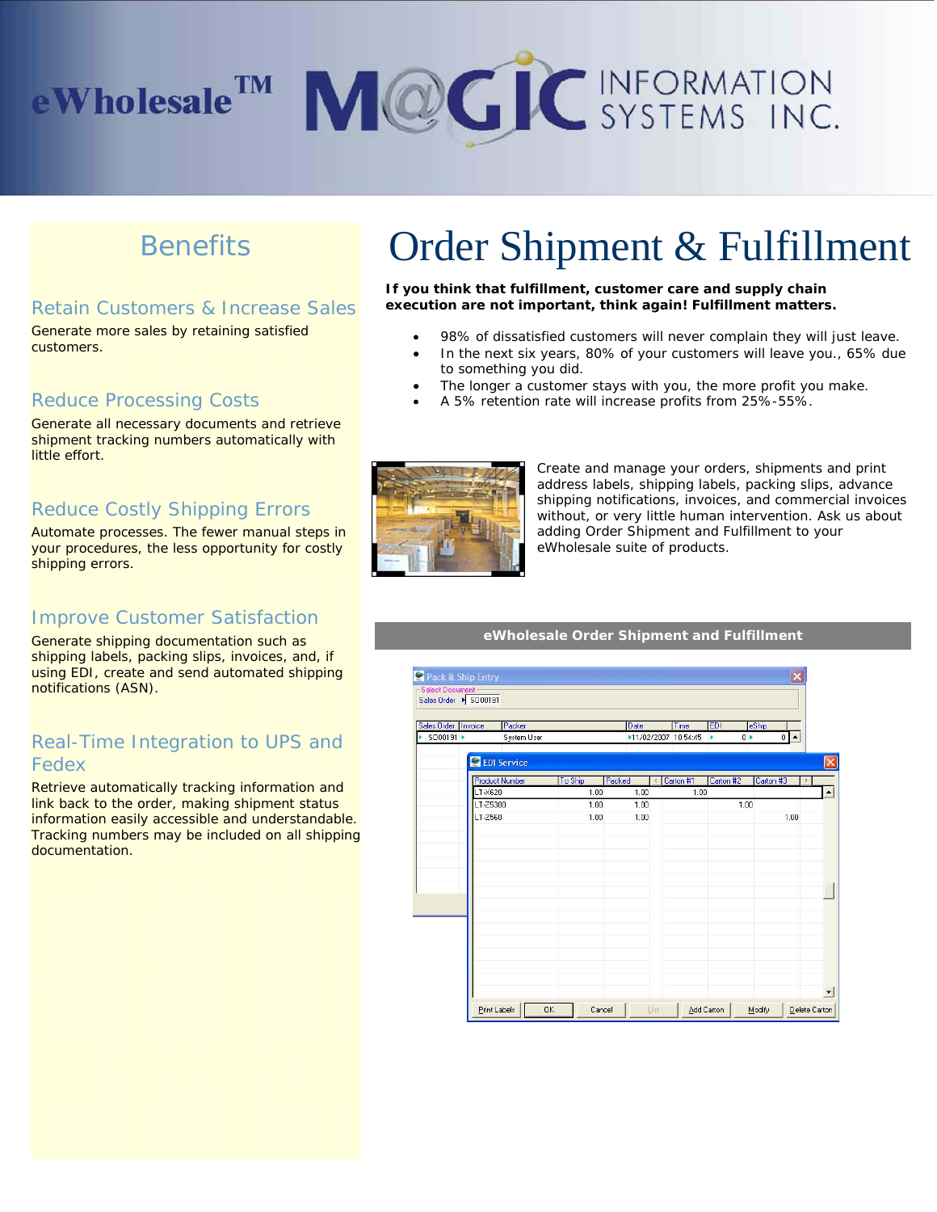eWholesale™ M@GIC INFORMATION SYSTEMS INC.

# Order Shipment & Fulfillment

**If you think that fulfillment, customer care and supply chain execution are not important, think again! Fulfillment matters.**

- 98% of dissatisfied customers will never complain they will just leave.
- In the next six years, 80% of your customers will leave you., 65% due to something you did.
- The longer a customer stays with you, the more profit you make.
- A 5% retention rate will increase profits from 25%-55%.

Create and manage your orders, shipments and print address labels, shipping labels, packing slips, advance shipping notifications, invoices, and commercial invoices without, or very little human intervention. Ask us about adding Order Shipment and Fulfillment to your eWholesale suite of products.

**eWholesale Order Shipment and Fulfillment**

## Benefits

### Retain Customers & Increase Sales

Generate more sales by retaining satisfied customers.

### Reduce Processing Costs

Generate all necessary documents and retrieve shipment tracking numbers automatically with little effort.

### Reduce Costly Shipping Errors

Automate processes. The fewer manual steps in your procedures, the less opportunity for costly shipping errors.

### Improve Customer Satisfaction

Generate shipping documentation such as shipping labels, packing slips, invoices, and, if using EDI, create and send automated shipping notifications (ASN).

### Real-Time Integration to UPS and Fedex

Retrieve automatically tracking information and link back to the order, making shipment status information easily accessible and understandable. Tracking numbers may be included on all shipping documentation.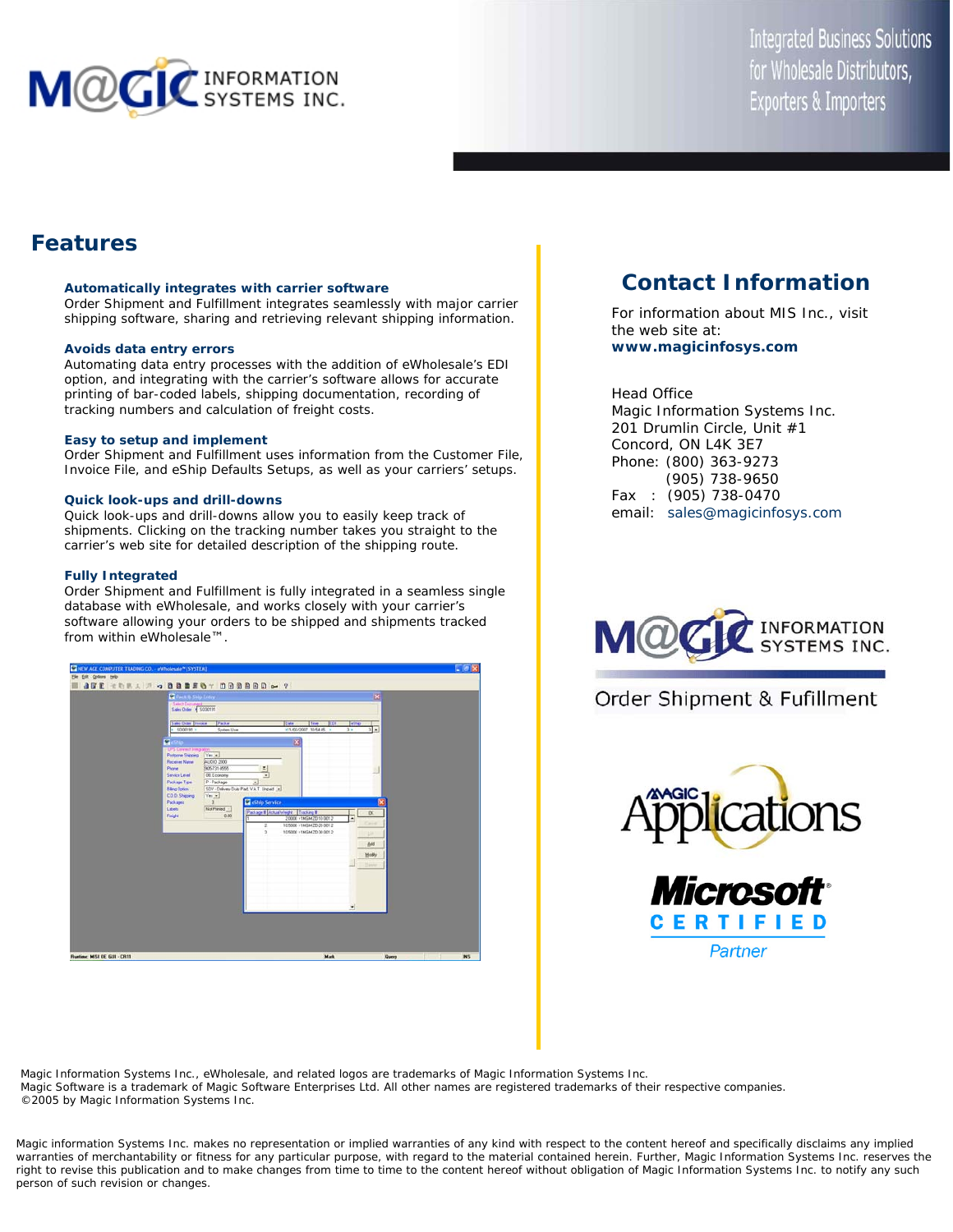Integrated Business Solutions for Wholesale Distributors, Exporters & Importers

## Features

**Automatically integrates with carrier software**

Order Shipment and Fulfillment integrates seamlessly with major carrier shipping software, sharing and retrieving relevant shipping information.

**Avoids data entry errors**

Automating data entry processes with the addition of eWholesale's EDI option, and integrating with the carrier's software allows for accurate printing of bar-coded labels, shipping documentation, recording of tracking numbers and calculation of freight costs.

**Easy to setup and implement**

Order Shipment and Fulfillment uses information from the Customer File, Invoice File, and eShip Defaults Setups, as well as your carriers' setups.

**Quick look-ups and drill-downs**

Quick look-ups and drill-downs allow you to easily keep track of shipments. Clicking on the tracking number takes you straight to the carrier's web site for detailed description of the shipping route.

**Fully Integrated**

Order Shipment and Fulfillment is fully integrated in a seamless single database with eWholesale, and works closely with your carrier's software allowing your orders to be shipped and shipments tracked from within eWholesale™.

## Contact Information

For information about MIS Inc., visit the web site at:
**www.magicinfosys.com**

Head Office
Magic Information Systems Inc.
201 Drumlin Circle, Unit #1
Concord, ON L4K 3E7
Phone: (800) 363-9273
(905) 738-9650
Fax : (905) 738-0470
email: sales@magicinfosys.com

Order Shipment & Fulfillment

Magic Information Systems Inc., eWholesale, and related logos are trademarks of Magic Information Systems Inc.
Magic Software is a trademark of Magic Software Enterprises Ltd. All other names are registered trademarks of their respective companies.
©2005 by Magic Information Systems Inc.

Magic information Systems Inc. makes no representation or implied warranties of any kind with respect to the content hereof and specifically disclaims any implied warranties of merchantability or fitness for any particular purpose, with regard to the material contained herein. Further, Magic Information Systems Inc. reserves the right to revise this publication and to make changes from time to time to the content hereof without obligation of Magic Information Systems Inc. to notify any such person of such revision or changes.